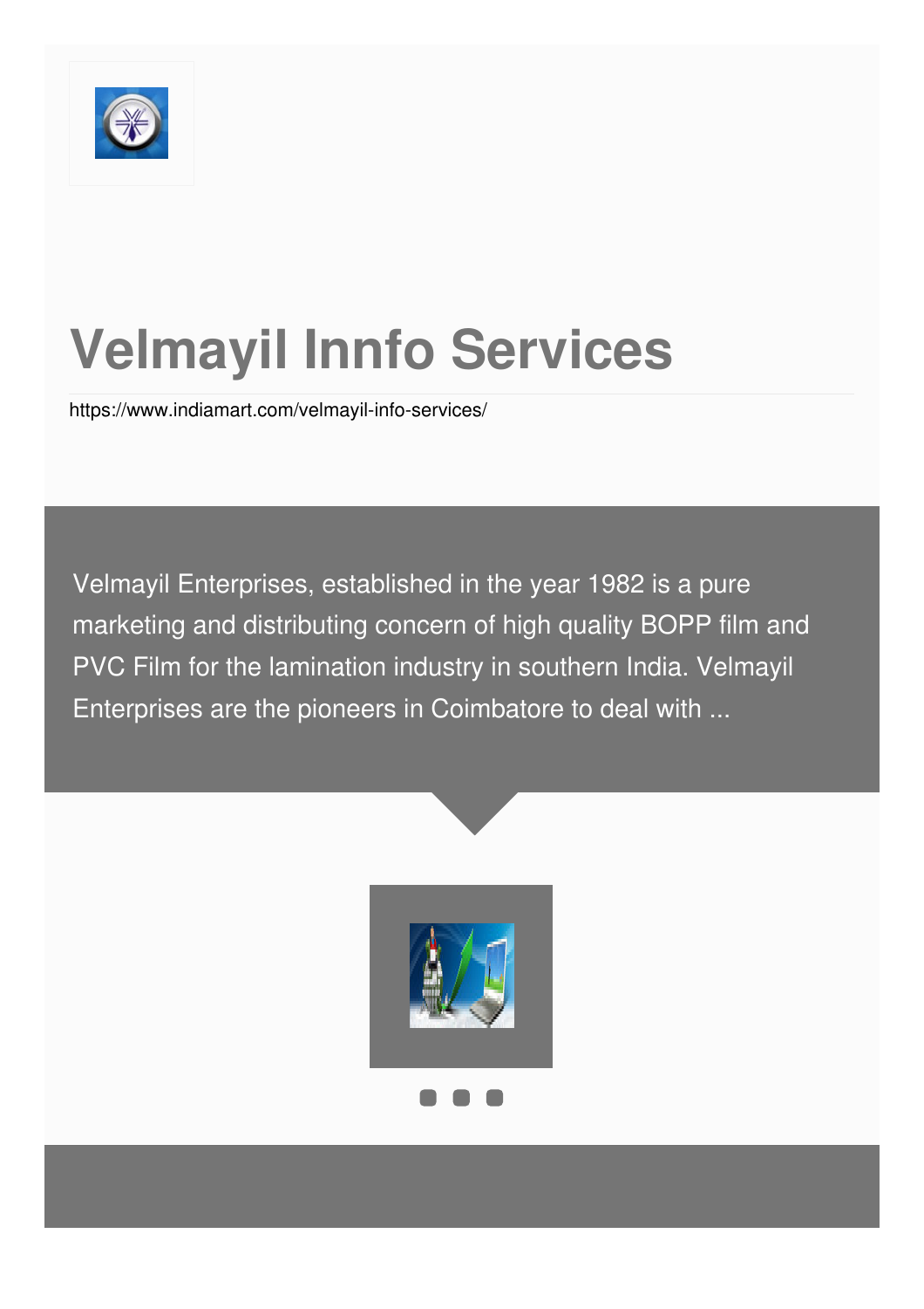# Velmayil Innfo Services

https://www.indiamart.com/velmayil-info-services/

Velmayil Enterprises, established in the year 1982 is a pure marketing and distributing concern of high quality BOPP film and PVC Film for the lamination industry in southern India. Velmayil Enterprises are the pioneers in Coimbatore to deal with ...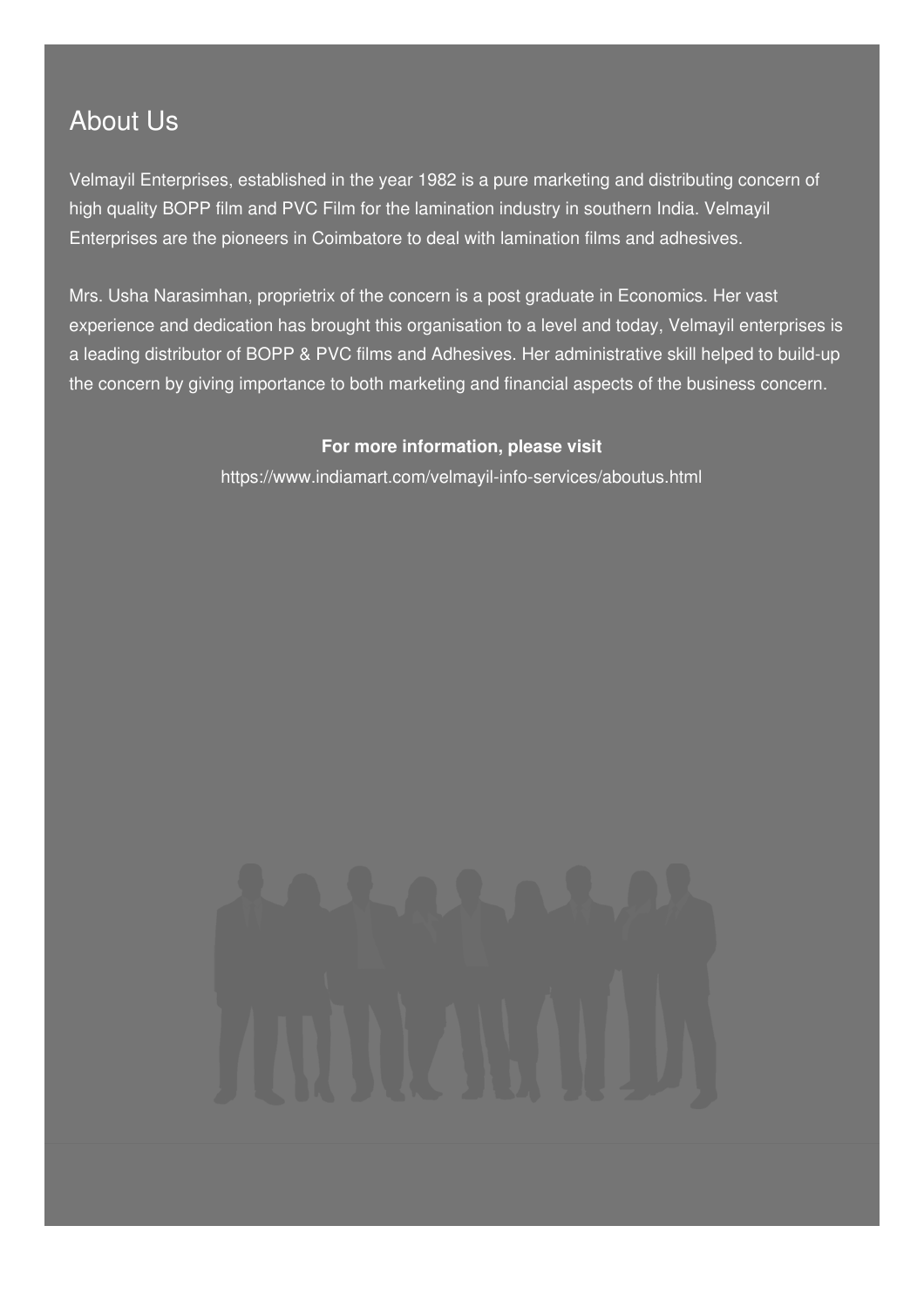## About Us

Velmayil Enterprises, established in the year 1982 is a pure marketing and distributing concern of high quality BOPP film and PVC Film for the lamination industry in southern India. Velmayil Enterprises are the pioneers in Coimbatore to deal with lamination films and adhesives.

Mrs. Usha Narasimhan, proprietrix of the concern is a post graduate in Economics. Her vast experience and dedication has brought this organisation to a level and today, Velmayil enterprises is a leading distributor of BOPP & PVC films and Adhesives. Her administrative skill helped to build-up the concern by giving importance to both marketing and financial aspects of the business concern.

**For more information, please visit**

https://www.indiamart.com/velmayil-info-services/aboutus.html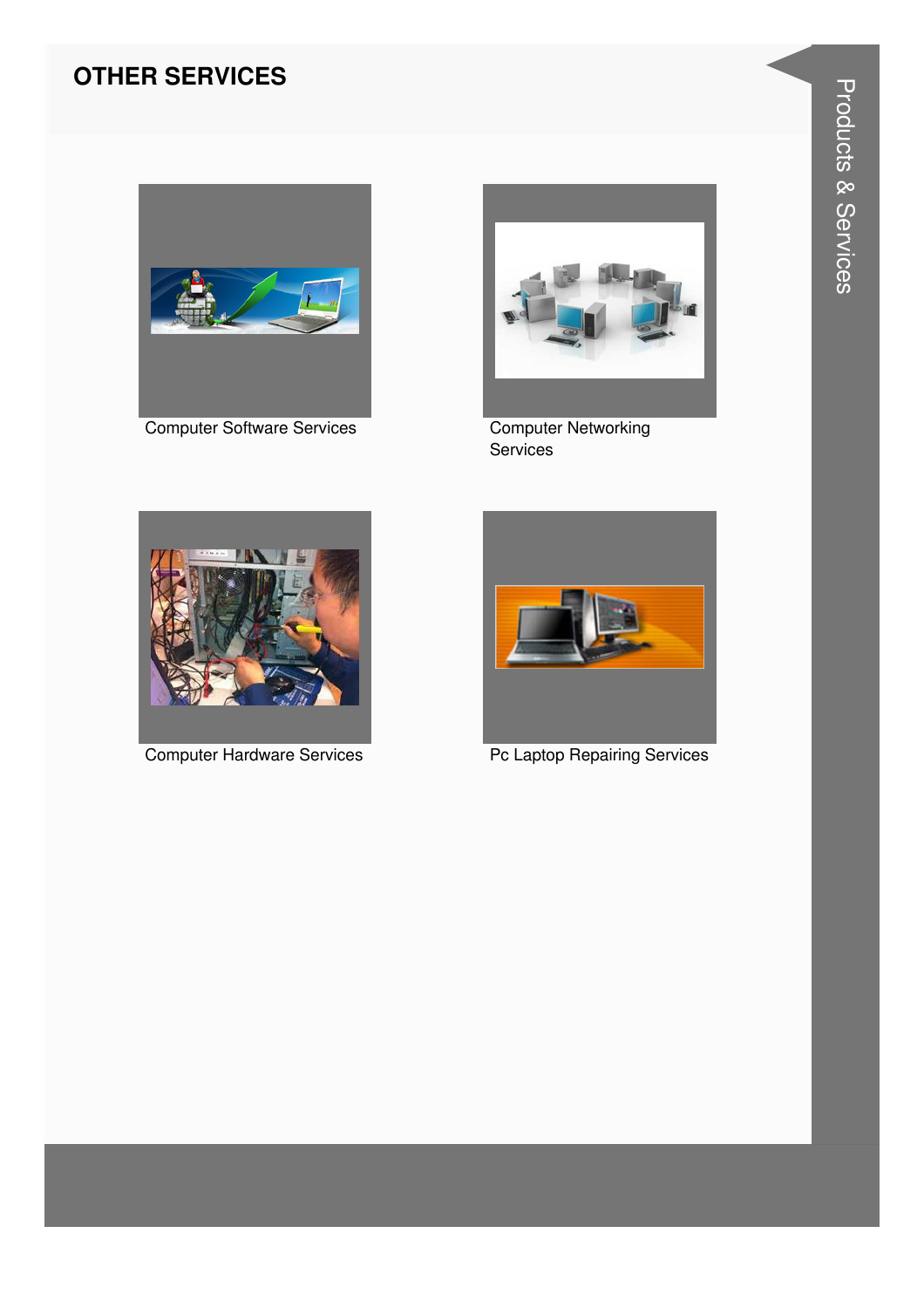## OTHER SERVICES

Computer Software Services

Computer Networking Services

Computer Hardware Services

Pc Laptop Repairing Services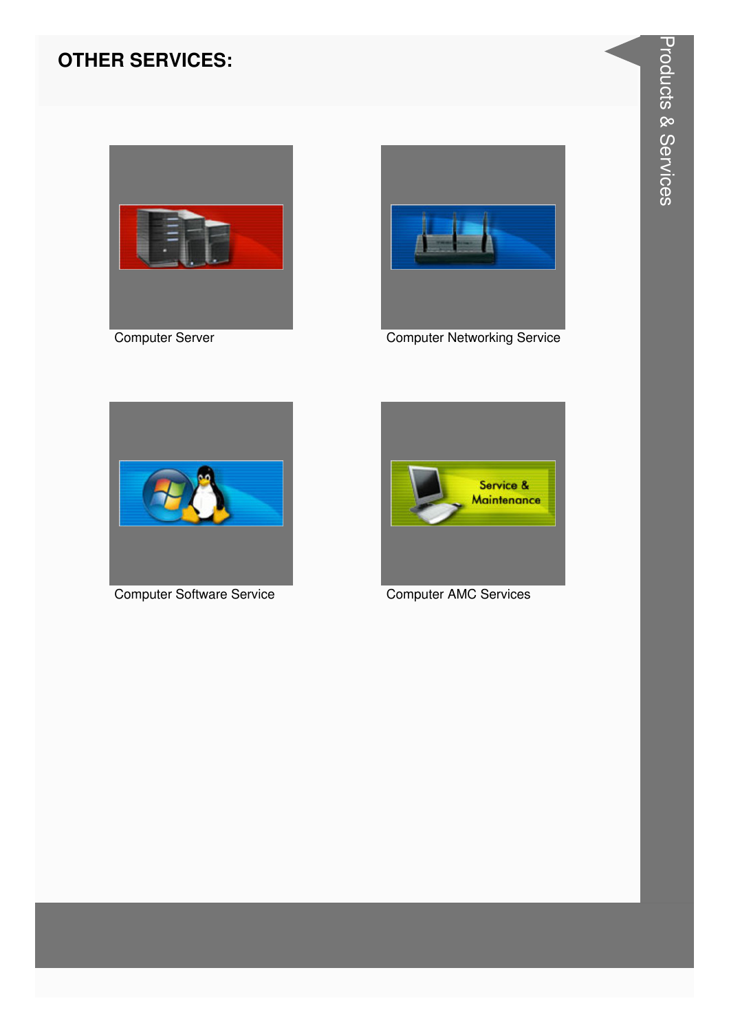## OTHER SERVICES:

Computer Server

Computer Networking Service

Computer Software Service

Computer AMC Services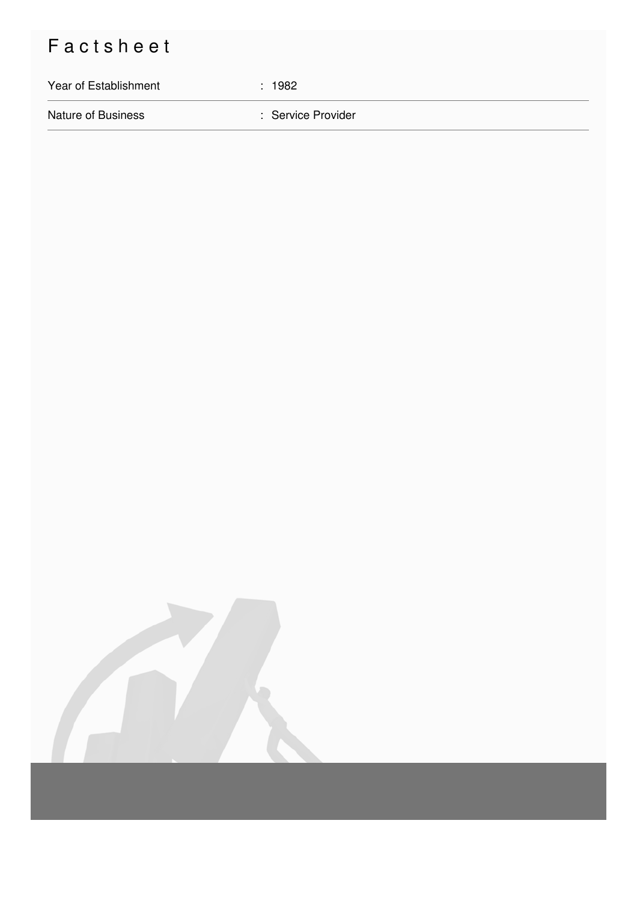# Factsheet

| | |
|---|---|
| Year of Establishment | : 1982 |
| Nature of Business | : Service Provider |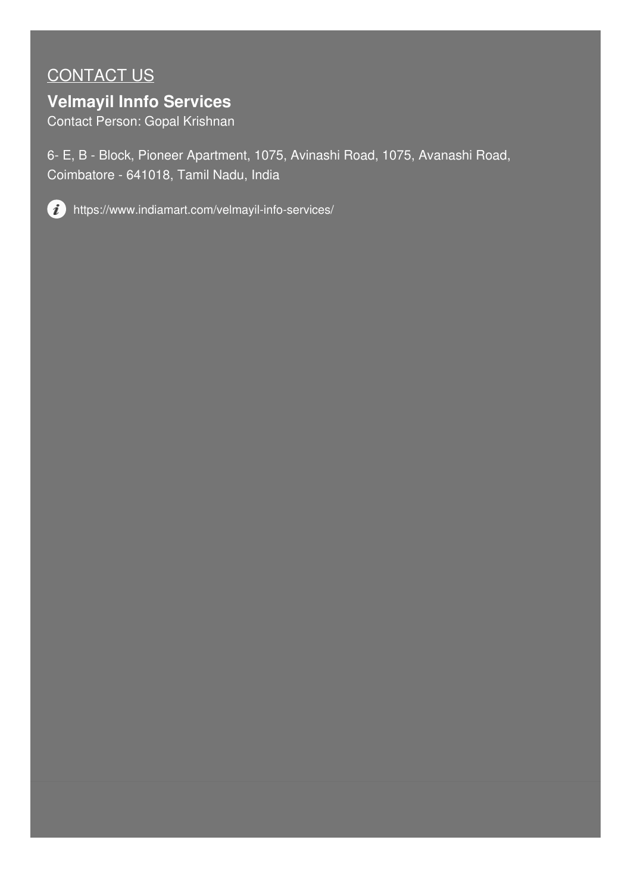## CONTACT US

### Velmayil Innfo Services

Contact Person: Gopal Krishnan

6- E, B - Block, Pioneer Apartment, 1075, Avinashi Road, 1075, Avanashi Road, Coimbatore - 641018, Tamil Nadu, India

https://www.indiamart.com/velmayil-info-services/